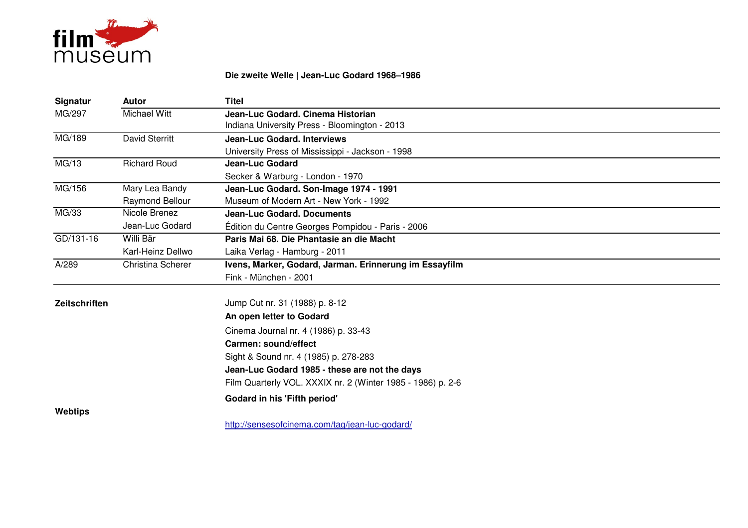filmmuseum

**Die zweite Welle | Jean-Luc Godard 1968–1986**

| Signatur | Autor | Titel |
|---|---|---|
| MG/297 | Michael Witt | **Jean-Luc Godard. Cinema Historian**<br>Indiana University Press - Bloomington - 2013 |
| MG/189 | David Sterritt | **Jean-Luc Godard. Interviews**<br>University Press of Mississippi - Jackson - 1998 |
| MG/13 | Richard Roud | **Jean-Luc Godard**<br>Secker & Warburg - London - 1970 |
| MG/156 | Mary Lea Bandy<br>Raymond Bellour | **Jean-Luc Godard. Son-Image 1974 - 1991**<br>Museum of Modern Art - New York - 1992 |
| MG/33 | Nicole Brenez<br>Jean-Luc Godard | **Jean-Luc Godard. Documents**<br>Édition du Centre Georges Pompidou - Paris - 2006 |
| GD/131-16 | Willi Bär<br>Karl-Heinz Dellwo | **Paris Mai 68. Die Phantasie an die Macht**<br>Laika Verlag - Hamburg - 2011 |
| A/289 | Christina Scherer | **Ivens, Marker, Godard, Jarman. Erinnerung im Essayfilm**<br>Fink - München - 2001 |

**Zeitschriften**

Jump Cut nr. 31 (1988) p. 8-12
**An open letter to Godard**

Cinema Journal nr. 4 (1986) p. 33-43
**Carmen: sound/effect**

Sight & Sound nr. 4 (1985) p. 278-283
**Jean-Luc Godard 1985 - these are not the days**

Film Quarterly VOL. XXXIX nr. 2 (Winter 1985 - 1986) p. 2-6
**Godard in his 'Fifth period'**

**Webtips**

http://sensesofcinema.com/tag/jean-luc-godard/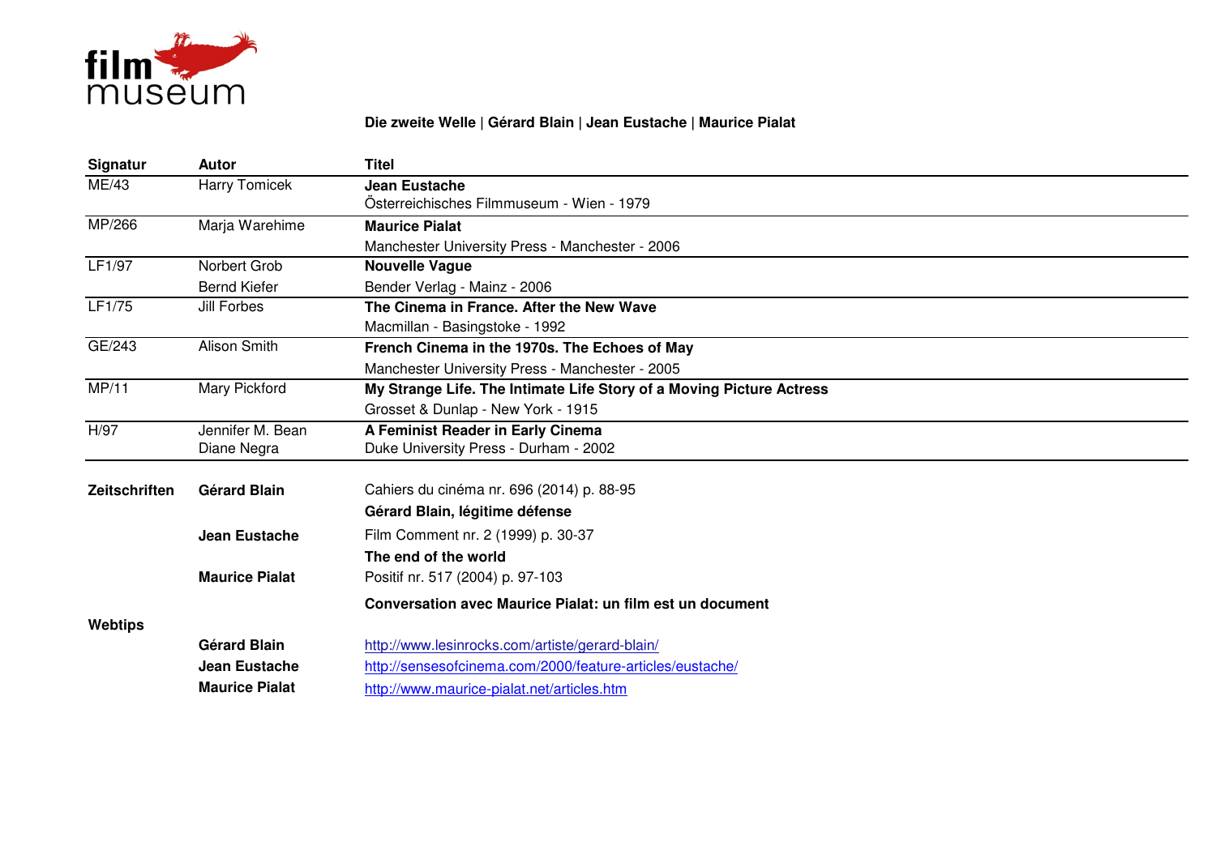film museum

**Die zweite Welle | Gérard Blain | Jean Eustache | Maurice Pialat**

| Signatur | Autor | Titel |
|---|---|---|
| ME/43 | Harry Tomicek | **Jean Eustache**<br>Österreichisches Filmmuseum - Wien - 1979 |
| MP/266 | Marja Warehime | **Maurice Pialat**<br>Manchester University Press - Manchester - 2006 |
| LF1/97 | Norbert Grob<br>Bernd Kiefer | **Nouvelle Vague**<br>Bender Verlag - Mainz - 2006 |
| LF1/75 | Jill Forbes | **The Cinema in France. After the New Wave**<br>Macmillan - Basingstoke - 1992 |
| GE/243 | Alison Smith | **French Cinema in the 1970s. The Echoes of May**<br>Manchester University Press - Manchester - 2005 |
| MP/11 | Mary Pickford | **My Strange Life. The Intimate Life Story of a Moving Picture Actress**<br>Grosset & Dunlap - New York - 1915 |
| H/97 | Jennifer M. Bean<br>Diane Negra | **A Feminist Reader in Early Cinema**<br>Duke University Press - Durham - 2002 |

| | | |
|---|---|---|
| **Zeitschriften** | **Gérard Blain** | Cahiers du cinéma nr. 696 (2014) p. 88-95<br>**Gérard Blain, légitime défense** |
| | **Jean Eustache** | Film Comment nr. 2 (1999) p. 30-37<br>**The end of the world** |
| | **Maurice Pialat** | Positif nr. 517 (2004) p. 97-103<br>**Conversation avec Maurice Pialat: un film est un document** |

| | | |
|---|---|---|
| **Webtips** | | |
| | **Gérard Blain** | http://www.lesinrocks.com/artiste/gerard-blain/ |
| | **Jean Eustache** | http://sensesofcinema.com/2000/feature-articles/eustache/ |
| | **Maurice Pialat** | http://www.maurice-pialat.net/articles.htm |